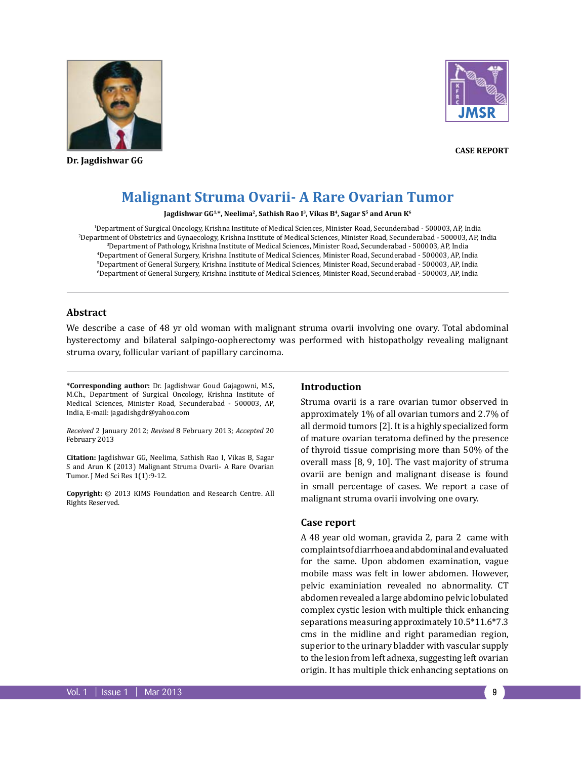Dr. Jagdishwar GG

CASE REPORT

# Malignant Struma Ovarii- A Rare Ovarian Tumor

**Jagdishwar GG[1,*], Neelima[2], Sathish Rao I[3], Vikas B[4], Sagar S[5] and Arun K[6]**

[1]Department of Surgical Oncology, Krishna Institute of Medical Sciences, Minister Road, Secunderabad - 500003, AP, India
[2]Department of Obstetrics and Gynaecology, Krishna Institute of Medical Sciences, Minister Road, Secunderabad - 500003, AP, India
[3]Department of Pathology, Krishna Institute of Medical Sciences, Minister Road, Secunderabad - 500003, AP, India
[4]Department of General Surgery, Krishna Institute of Medical Sciences, Minister Road, Secunderabad - 500003, AP, India
[5]Department of General Surgery, Krishna Institute of Medical Sciences, Minister Road, Secunderabad - 500003, AP, India
[6]Department of General Surgery, Krishna Institute of Medical Sciences, Minister Road, Secunderabad - 500003, AP, India

## Abstract

We describe a case of 48 yr old woman with malignant struma ovarii involving one ovary. Total abdominal hysterectomy and bilateral salpingo-oopherectomy was performed with histopatholgy revealing malignant struma ovary, follicular variant of papillary carcinoma.

**\*Corresponding author:** Dr. Jagdishwar Goud Gajagowni, M.S, M.Ch., Department of Surgical Oncology, Krishna Institute of Medical Sciences, Minister Road, Secunderabad - 500003, AP, India, E-mail: jagadishgdr@yahoo.com

*Received* 2 January 2012; *Revised* 8 February 2013; *Accepted* 20 February 2013

**Citation:** Jagdishwar GG, Neelima, Sathish Rao I, Vikas B, Sagar S and Arun K (2013) Malignant Struma Ovarii- A Rare Ovarian Tumor. J Med Sci Res 1(1):9-12.

**Copyright:** © 2013 KIMS Foundation and Research Centre. All Rights Reserved.

## Introduction

Struma ovarii is a rare ovarian tumor observed in approximately 1% of all ovarian tumors and 2.7% of all dermoid tumors [2]. It is a highly specialized form of mature ovarian teratoma defined by the presence of thyroid tissue comprising more than 50% of the overall mass [8, 9, 10]. The vast majority of struma ovarii are benign and malignant disease is found in small percentage of cases. We report a case of malignant struma ovarii involving one ovary.

## Case report

A 48 year old woman, gravida 2, para 2 came with complaints of diarrhoea and abdominal and evaluated for the same. Upon abdomen examination, vague mobile mass was felt in lower abdomen. However, pelvic examiniation revealed no abnormality. CT abdomen revealed a large abdomino pelvic lobulated complex cystic lesion with multiple thick enhancing separations measuring approximately 10.5*11.6*7.3 cms in the midline and right paramedian region, superior to the urinary bladder with vascular supply to the lesion from left adnexa, suggesting left ovarian origin. It has multiple thick enhancing septations on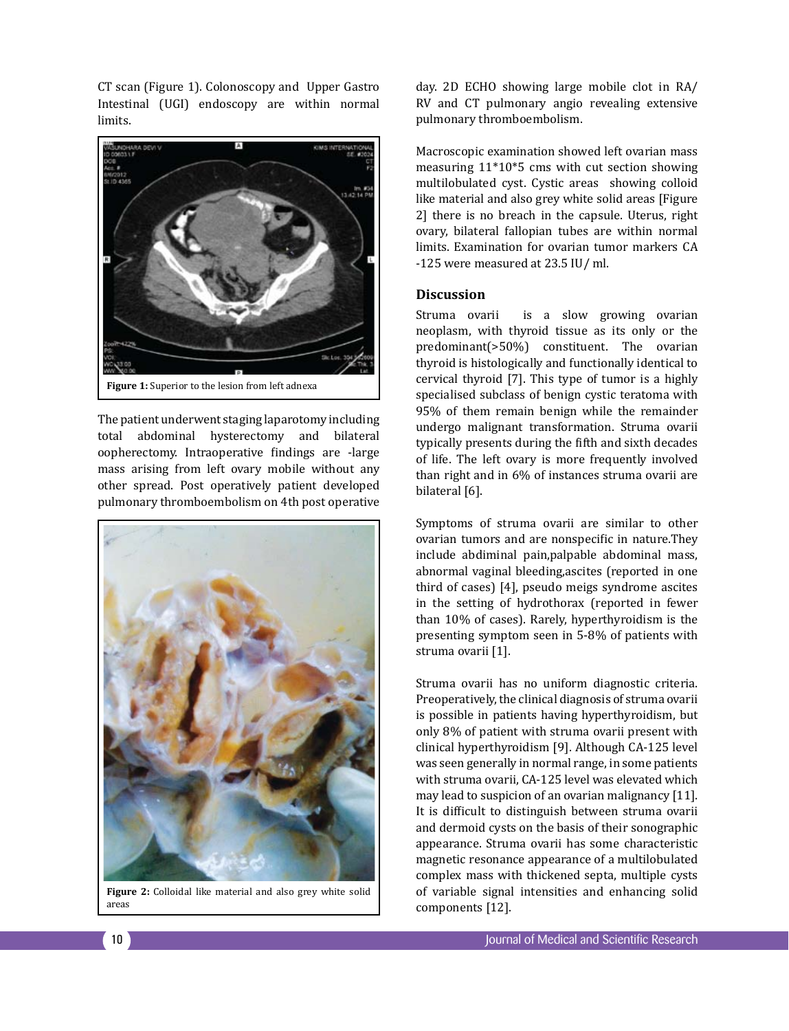CT scan (Figure 1). Colonoscopy and Upper Gastro Intestinal (UGI) endoscopy are within normal limits.

**Figure 1:** Superior to the lesion from left adnexa

The patient underwent staging laparotomy including total abdominal hysterectomy and bilateral oopherectomy. Intraoperative findings are -large mass arising from left ovary mobile without any other spread. Post operatively patient developed pulmonary thromboembolism on 4th post operative day. 2D ECHO showing large mobile clot in RA/ RV and CT pulmonary angio revealing extensive pulmonary thromboembolism.

**Figure 2:** Colloidal like material and also grey white solid areas

Macroscopic examination showed left ovarian mass measuring 11*10*5 cms with cut section showing multilobulated cyst. Cystic areas showing colloid like material and also grey white solid areas [Figure 2] there is no breach in the capsule. Uterus, right ovary, bilateral fallopian tubes are within normal limits. Examination for ovarian tumor markers CA -125 were measured at 23.5 IU/ ml.

## Discussion

Struma ovarii is a slow growing ovarian neoplasm, with thyroid tissue as its only or the predominant(>50%) constituent. The ovarian thyroid is histologically and functionally identical to cervical thyroid [7]. This type of tumor is a highly specialised subclass of benign cystic teratoma with 95% of them remain benign while the remainder undergo malignant transformation. Struma ovarii typically presents during the fifth and sixth decades of life. The left ovary is more frequently involved than right and in 6% of instances struma ovarii are bilateral [6].

Symptoms of struma ovarii are similar to other ovarian tumors and are nonspecific in nature.They include abdiminal pain,palpable abdominal mass, abnormal vaginal bleeding,ascites (reported in one third of cases) [4], pseudo meigs syndrome ascites in the setting of hydrothorax (reported in fewer than 10% of cases). Rarely, hyperthyroidism is the presenting symptom seen in 5-8% of patients with struma ovarii [1].

Struma ovarii has no uniform diagnostic criteria. Preoperatively, the clinical diagnosis of struma ovarii is possible in patients having hyperthyroidism, but only 8% of patient with struma ovarii present with clinical hyperthyroidism [9]. Although CA-125 level was seen generally in normal range, in some patients with struma ovarii, CA-125 level was elevated which may lead to suspicion of an ovarian malignancy [11]. It is difficult to distinguish between struma ovarii and dermoid cysts on the basis of their sonographic appearance. Struma ovarii has some characteristic magnetic resonance appearance of a multilobulated complex mass with thickened septa, multiple cysts of variable signal intensities and enhancing solid components [12].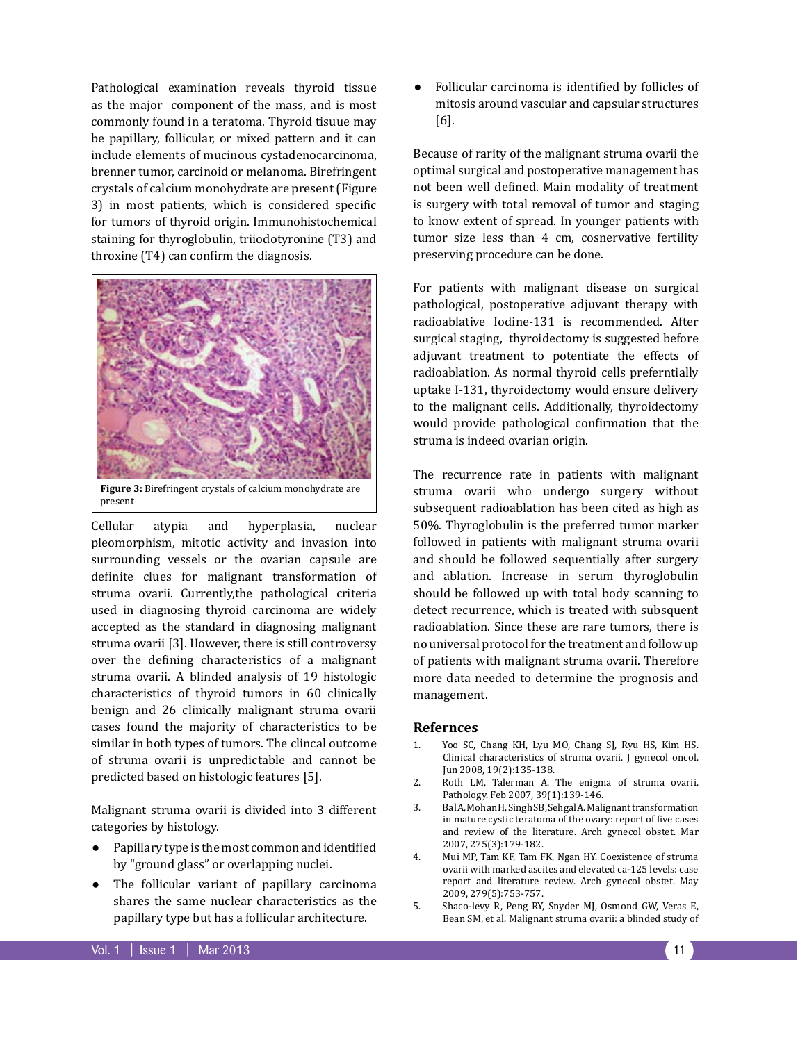Pathological examination reveals thyroid tissue as the major component of the mass, and is most commonly found in a teratoma. Thyroid tisuue may be papillary, follicular, or mixed pattern and it can include elements of mucinous cystadenocarcinoma, brenner tumor, carcinoid or melanoma. Birefringent crystals of calcium monohydrate are present (Figure 3) in most patients, which is considered specific for tumors of thyroid origin. Immunohistochemical staining for thyroglobulin, triiodotyronine (T3) and throxine (T4) can confirm the diagnosis.

**Figure 3:** Birefringent crystals of calcium monohydrate are present

Cellular atypia and hyperplasia, nuclear pleomorphism, mitotic activity and invasion into surrounding vessels or the ovarian capsule are definite clues for malignant transformation of struma ovarii. Currently,the pathological criteria used in diagnosing thyroid carcinoma are widely accepted as the standard in diagnosing malignant struma ovarii [3]. However, there is still controversy over the defining characteristics of a malignant struma ovarii. A blinded analysis of 19 histologic characteristics of thyroid tumors in 60 clinically benign and 26 clinically malignant struma ovarii cases found the majority of characteristics to be similar in both types of tumors. The clincal outcome of struma ovarii is unpredictable and cannot be predicted based on histologic features [5].

Malignant struma ovarii is divided into 3 different categories by histology.

- Papillary type is the most common and identified by "ground glass" or overlapping nuclei.
- The follicular variant of papillary carcinoma shares the same nuclear characteristics as the papillary type but has a follicular architecture.
- Follicular carcinoma is identified by follicles of mitosis around vascular and capsular structures [6].

Because of rarity of the malignant struma ovarii the optimal surgical and postoperative management has not been well defined. Main modality of treatment is surgery with total removal of tumor and staging to know extent of spread. In younger patients with tumor size less than 4 cm, cosnervative fertility preserving procedure can be done.

For patients with malignant disease on surgical pathological, postoperative adjuvant therapy with radioablative Iodine-131 is recommended. After surgical staging, thyroidectomy is suggested before adjuvant treatment to potentiate the effects of radioablation. As normal thyroid cells preferntially uptake I-131, thyroidectomy would ensure delivery to the malignant cells. Additionally, thyroidectomy would provide pathological confirmation that the struma is indeed ovarian origin.

The recurrence rate in patients with malignant struma ovarii who undergo surgery without subsequent radioablation has been cited as high as 50%. Thyroglobulin is the preferred tumor marker followed in patients with malignant struma ovarii and should be followed sequentially after surgery and ablation. Increase in serum thyroglobulin should be followed up with total body scanning to detect recurrence, which is treated with subsquent radioablation. Since these are rare tumors, there is no universal protocol for the treatment and follow up of patients with malignant struma ovarii. Therefore more data needed to determine the prognosis and management.

## Refernces

1. Yoo SC, Chang KH, Lyu MO, Chang SJ, Ryu HS, Kim HS. Clinical characteristics of struma ovarii. J gynecol oncol. Jun 2008, 19(2):135-138.
2. Roth LM, Talerman A. The enigma of struma ovarii. Pathology. Feb 2007, 39(1):139-146.
3. Bal A, Mohan H, Singh SB, Sehgal A. Malignant transformation in mature cystic teratoma of the ovary: report of five cases and review of the literature. Arch gynecol obstet. Mar 2007, 275(3):179-182.
4. Mui MP, Tam KF, Tam FK, Ngan HY. Coexistence of struma ovarii with marked ascites and elevated ca-125 levels: case report and literature review. Arch gynecol obstet. May 2009, 279(5):753-757.
5. Shaco-levy R, Peng RY, Snyder MJ, Osmond GW, Veras E, Bean SM, et al. Malignant struma ovarii: a blinded study of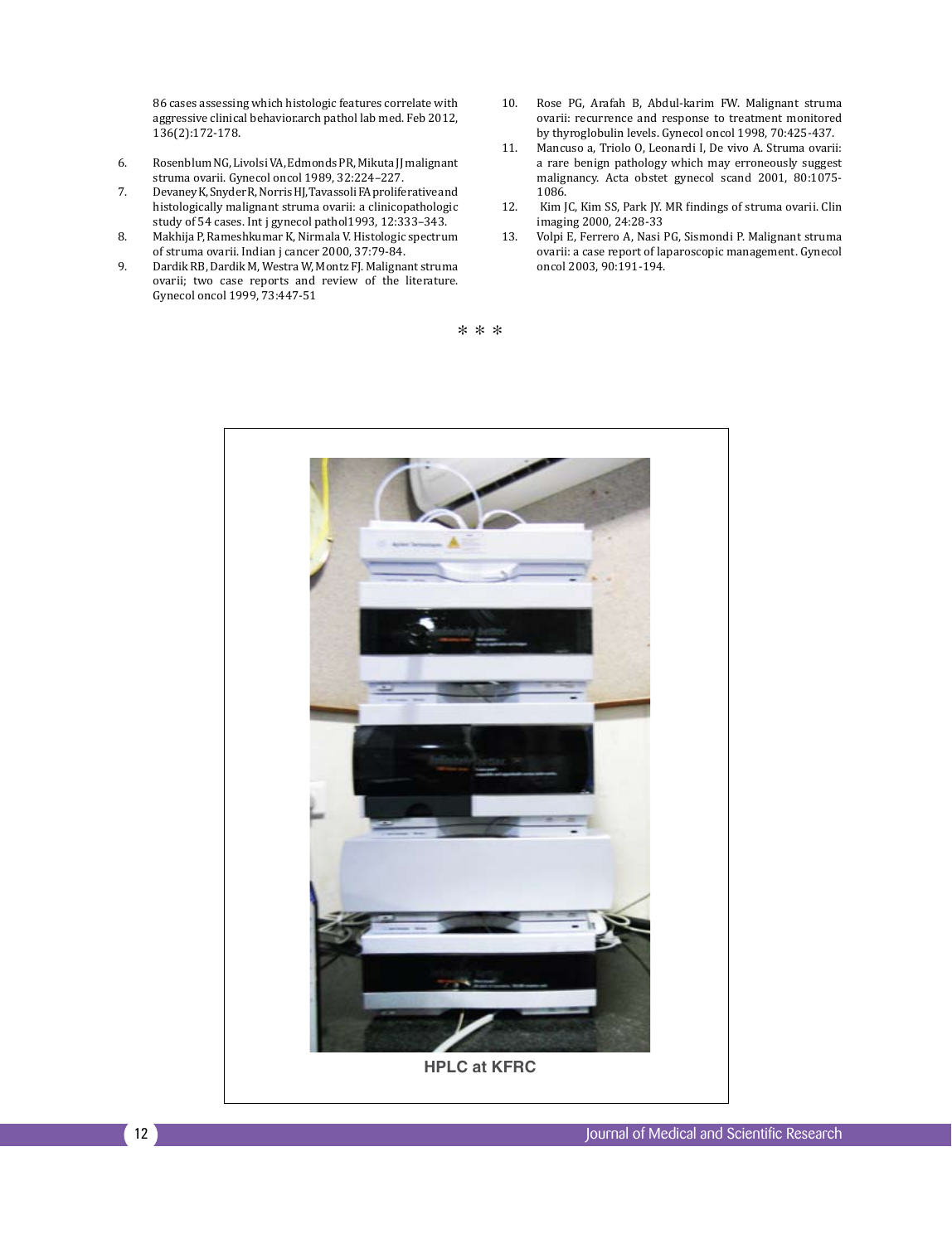86 cases assessing which histologic features correlate with aggressive clinical behavior.arch pathol lab med. Feb 2012, 136(2):172-178.

6. Rosenblum NG, Livolsi VA, Edmonds PR, Mikuta JJ malignant struma ovarii. Gynecol oncol 1989, 32:224–227.
7. Devaney K, Snyder R, Norris HJ, Tavassoli FA proliferative and histologically malignant struma ovarii: a clinicopathologic study of 54 cases. Int j gynecol pathol1993, 12:333–343.
8. Makhija P, Rameshkumar K, Nirmala V. Histologic spectrum of struma ovarii. Indian j cancer 2000, 37:79-84.
9. Dardik RB, Dardik M, Westra W, Montz FJ. Malignant struma ovarii; two case reports and review of the literature. Gynecol oncol 1999, 73:447-51
10. Rose PG, Arafah B, Abdul-karim FW. Malignant struma ovarii: recurrence and response to treatment monitored by thyroglobulin levels. Gynecol oncol 1998, 70:425-437.
11. Mancuso a, Triolo O, Leonardi I, De vivo A. Struma ovarii: a rare benign pathology which may erroneously suggest malignancy. Acta obstet gynecol scand 2001, 80:1075-1086.
12. Kim JC, Kim SS, Park JY. MR findings of struma ovarii. Clin imaging 2000, 24:28-33
13. Volpi E, Ferrero A, Nasi PG, Sismondi P. Malignant struma ovarii: a case report of laparoscopic management. Gynecol oncol 2003, 90:191-194.

* * *

HPLC at KFRC